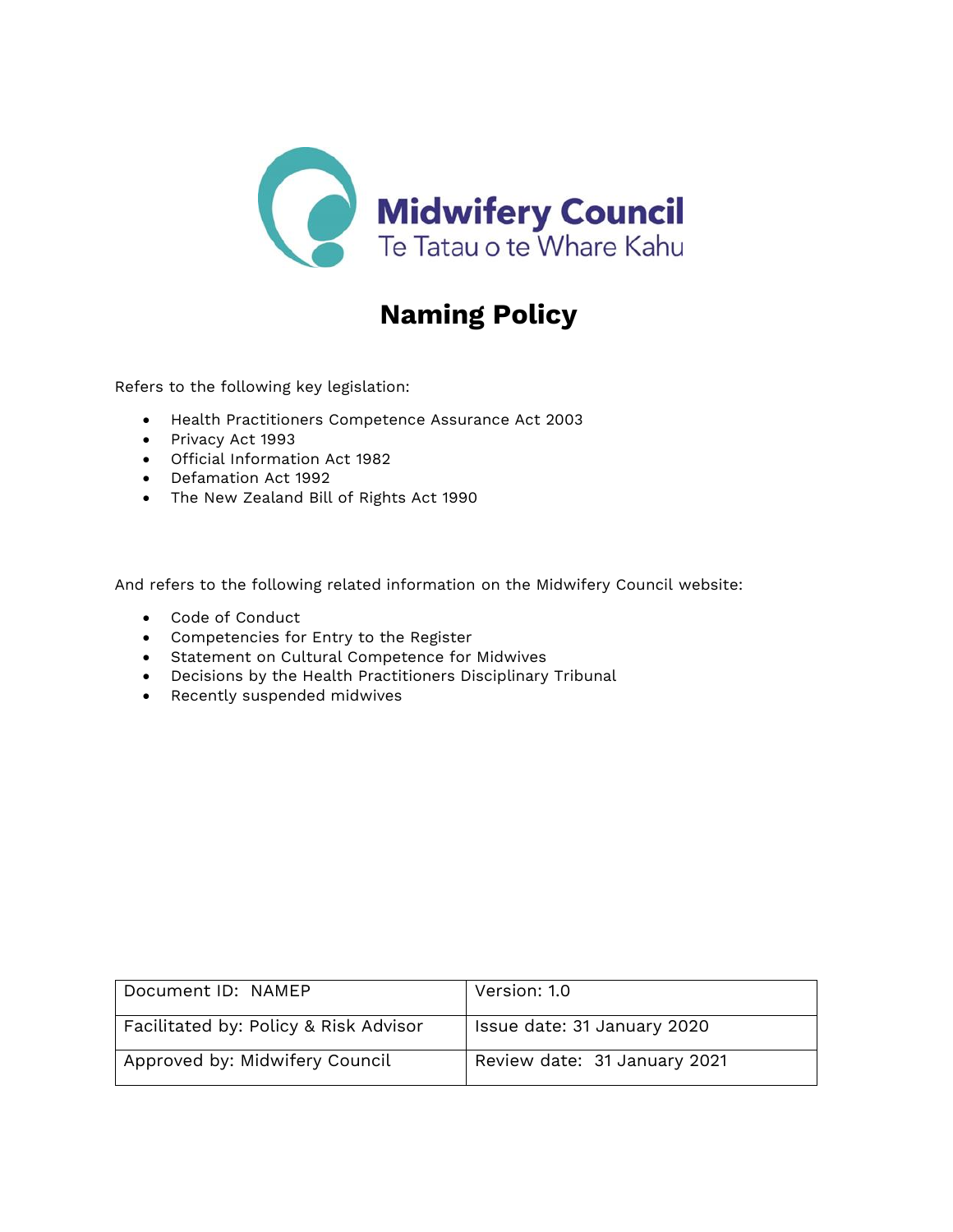Midwifery Council
Te Tatau o te Whare Kahu

# Naming Policy

Refers to the following key legislation:

- Health Practitioners Competence Assurance Act 2003
- Privacy Act 1993
- Official Information Act 1982
- Defamation Act 1992
- The New Zealand Bill of Rights Act 1990

And refers to the following related information on the Midwifery Council website:

- Code of Conduct
- Competencies for Entry to the Register
- Statement on Cultural Competence for Midwives
- Decisions by the Health Practitioners Disciplinary Tribunal
- Recently suspended midwives

| Document ID: NAMEP | Version: 1.0 |
|---|---|
| Facilitated by: Policy & Risk Advisor | Issue date: 31 January 2020 |
| Approved by: Midwifery Council | Review date: 31 January 2021 |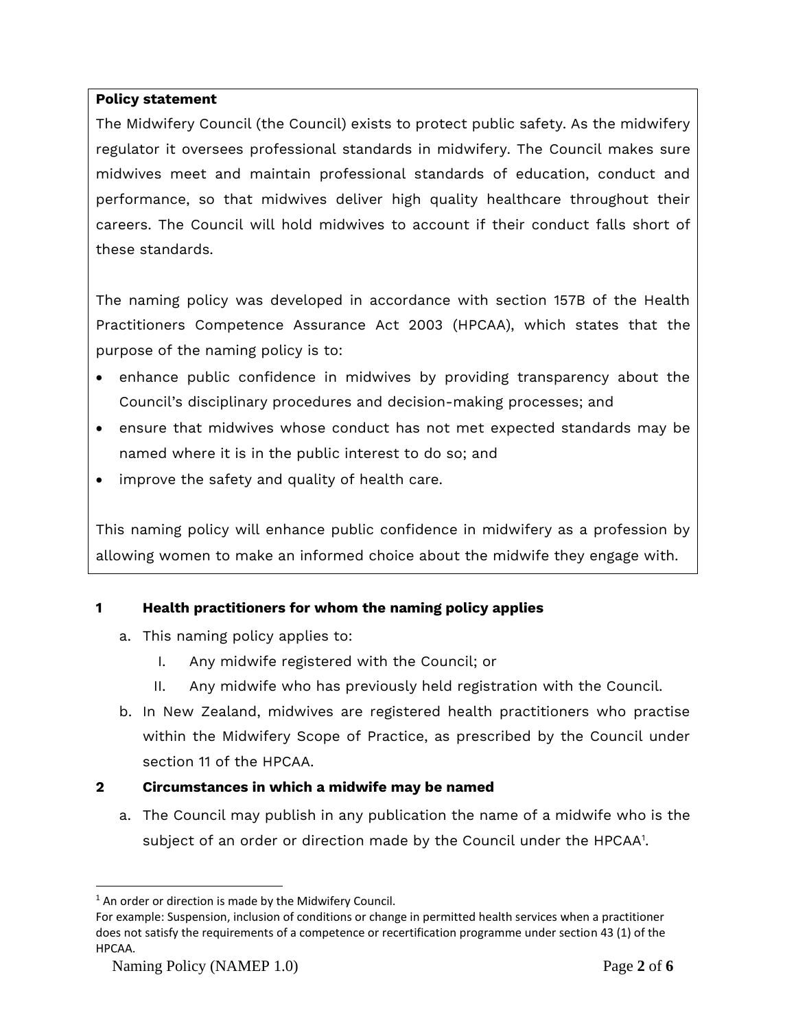**Policy statement**

The Midwifery Council (the Council) exists to protect public safety. As the midwifery regulator it oversees professional standards in midwifery. The Council makes sure midwives meet and maintain professional standards of education, conduct and performance, so that midwives deliver high quality healthcare throughout their careers. The Council will hold midwives to account if their conduct falls short of these standards.

The naming policy was developed in accordance with section 157B of the Health Practitioners Competence Assurance Act 2003 (HPCAA), which states that the purpose of the naming policy is to:

- enhance public confidence in midwives by providing transparency about the Council's disciplinary procedures and decision-making processes; and
- ensure that midwives whose conduct has not met expected standards may be named where it is in the public interest to do so; and
- improve the safety and quality of health care.

This naming policy will enhance public confidence in midwifery as a profession by allowing women to make an informed choice about the midwife they engage with.

## 1 Health practitioners for whom the naming policy applies

a. This naming policy applies to:

   I. Any midwife registered with the Council; or

   II. Any midwife who has previously held registration with the Council.

b. In New Zealand, midwives are registered health practitioners who practise within the Midwifery Scope of Practice, as prescribed by the Council under section 11 of the HPCAA.

## 2 Circumstances in which a midwife may be named

a. The Council may publish in any publication the name of a midwife who is the subject of an order or direction made by the Council under the HPCAA[1].

---

[1] An order or direction is made by the Midwifery Council.
For example: Suspension, inclusion of conditions or change in permitted health services when a practitioner does not satisfy the requirements of a competence or recertification programme under section 43 (1) of the HPCAA.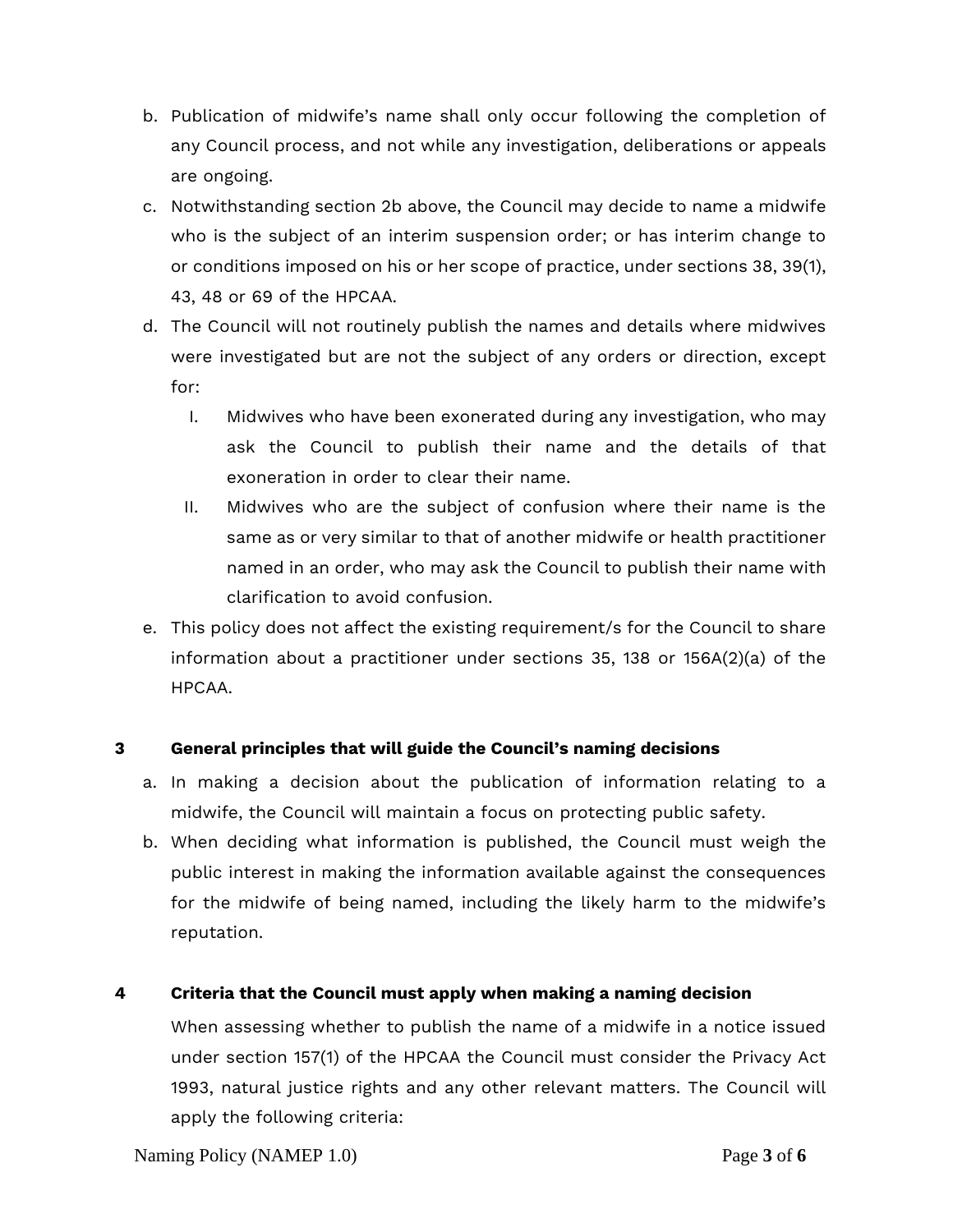b. Publication of midwife's name shall only occur following the completion of any Council process, and not while any investigation, deliberations or appeals are ongoing.

c. Notwithstanding section 2b above, the Council may decide to name a midwife who is the subject of an interim suspension order; or has interim change to or conditions imposed on his or her scope of practice, under sections 38, 39(1), 43, 48 or 69 of the HPCAA.

d. The Council will not routinely publish the names and details where midwives were investigated but are not the subject of any orders or direction, except for:

   I. Midwives who have been exonerated during any investigation, who may ask the Council to publish their name and the details of that exoneration in order to clear their name.

   II. Midwives who are the subject of confusion where their name is the same as or very similar to that of another midwife or health practitioner named in an order, who may ask the Council to publish their name with clarification to avoid confusion.

e. This policy does not affect the existing requirement/s for the Council to share information about a practitioner under sections 35, 138 or 156A(2)(a) of the HPCAA.

## 3 General principles that will guide the Council's naming decisions

a. In making a decision about the publication of information relating to a midwife, the Council will maintain a focus on protecting public safety.

b. When deciding what information is published, the Council must weigh the public interest in making the information available against the consequences for the midwife of being named, including the likely harm to the midwife's reputation.

## 4 Criteria that the Council must apply when making a naming decision

When assessing whether to publish the name of a midwife in a notice issued under section 157(1) of the HPCAA the Council must consider the Privacy Act 1993, natural justice rights and any other relevant matters. The Council will apply the following criteria: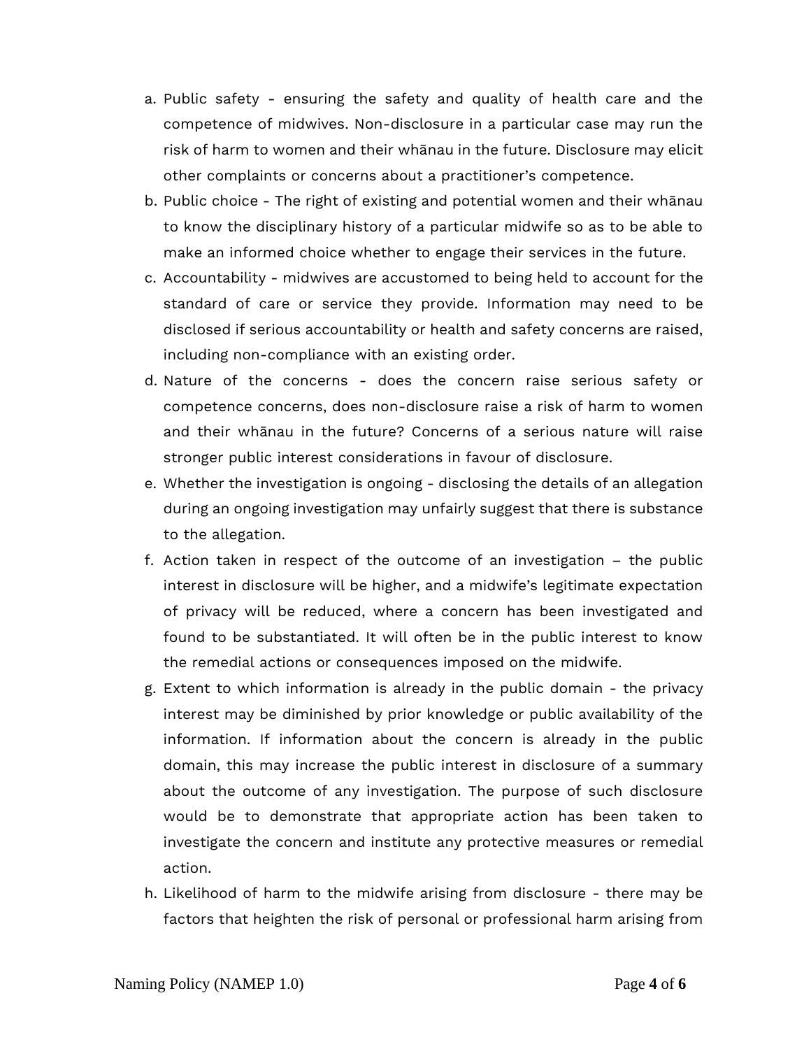a. Public safety - ensuring the safety and quality of health care and the competence of midwives. Non-disclosure in a particular case may run the risk of harm to women and their whānau in the future. Disclosure may elicit other complaints or concerns about a practitioner's competence.
b. Public choice - The right of existing and potential women and their whānau to know the disciplinary history of a particular midwife so as to be able to make an informed choice whether to engage their services in the future.
c. Accountability - midwives are accustomed to being held to account for the standard of care or service they provide. Information may need to be disclosed if serious accountability or health and safety concerns are raised, including non-compliance with an existing order.
d. Nature of the concerns - does the concern raise serious safety or competence concerns, does non-disclosure raise a risk of harm to women and their whānau in the future? Concerns of a serious nature will raise stronger public interest considerations in favour of disclosure.
e. Whether the investigation is ongoing - disclosing the details of an allegation during an ongoing investigation may unfairly suggest that there is substance to the allegation.
f. Action taken in respect of the outcome of an investigation – the public interest in disclosure will be higher, and a midwife's legitimate expectation of privacy will be reduced, where a concern has been investigated and found to be substantiated. It will often be in the public interest to know the remedial actions or consequences imposed on the midwife.
g. Extent to which information is already in the public domain - the privacy interest may be diminished by prior knowledge or public availability of the information. If information about the concern is already in the public domain, this may increase the public interest in disclosure of a summary about the outcome of any investigation. The purpose of such disclosure would be to demonstrate that appropriate action has been taken to investigate the concern and institute any protective measures or remedial action.
h. Likelihood of harm to the midwife arising from disclosure - there may be factors that heighten the risk of personal or professional harm arising from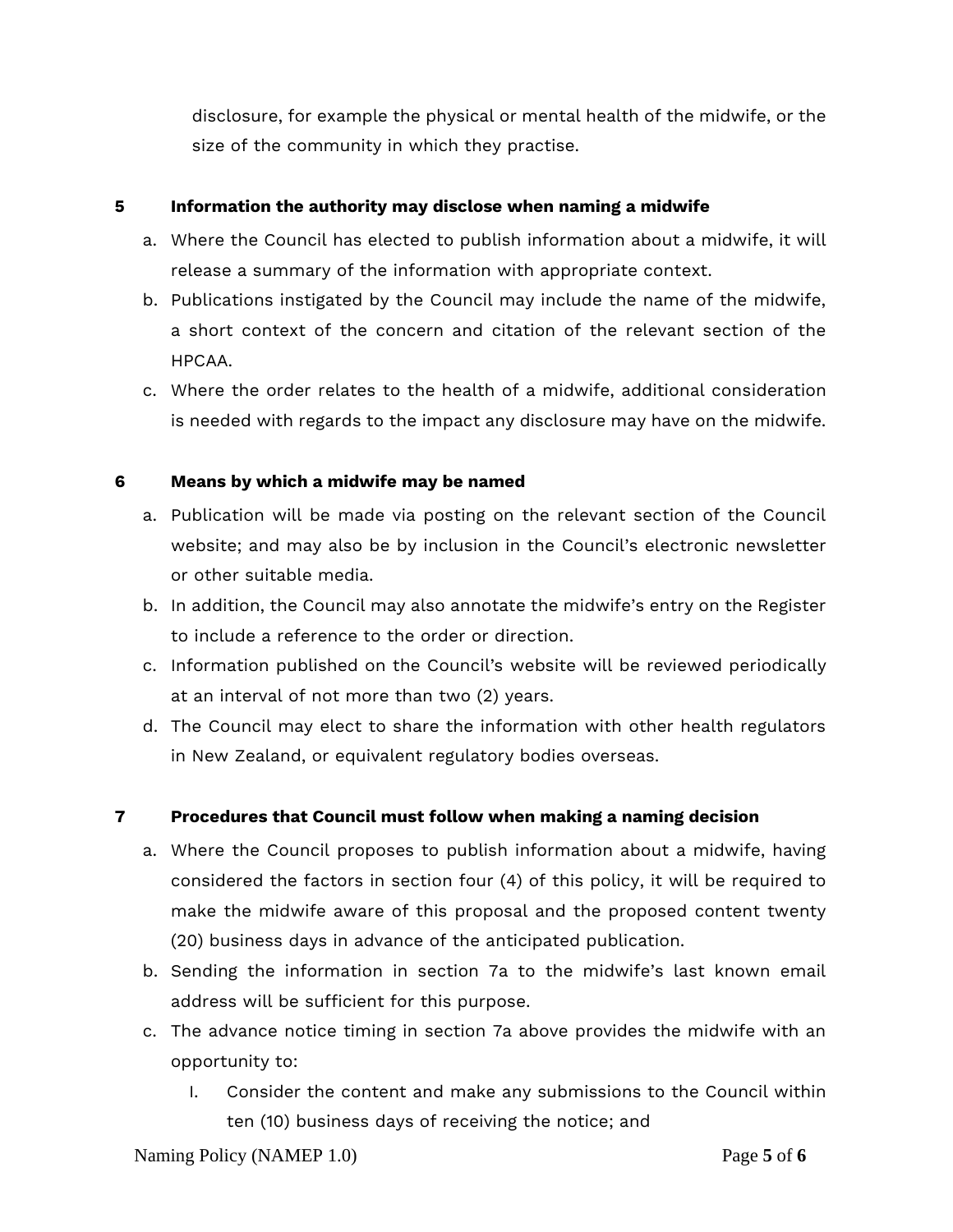disclosure, for example the physical or mental health of the midwife, or the size of the community in which they practise.

## 5 Information the authority may disclose when naming a midwife

a. Where the Council has elected to publish information about a midwife, it will release a summary of the information with appropriate context.

b. Publications instigated by the Council may include the name of the midwife, a short context of the concern and citation of the relevant section of the HPCAA.

c. Where the order relates to the health of a midwife, additional consideration is needed with regards to the impact any disclosure may have on the midwife.

## 6 Means by which a midwife may be named

a. Publication will be made via posting on the relevant section of the Council website; and may also be by inclusion in the Council's electronic newsletter or other suitable media.

b. In addition, the Council may also annotate the midwife's entry on the Register to include a reference to the order or direction.

c. Information published on the Council's website will be reviewed periodically at an interval of not more than two (2) years.

d. The Council may elect to share the information with other health regulators in New Zealand, or equivalent regulatory bodies overseas.

## 7 Procedures that Council must follow when making a naming decision

a. Where the Council proposes to publish information about a midwife, having considered the factors in section four (4) of this policy, it will be required to make the midwife aware of this proposal and the proposed content twenty (20) business days in advance of the anticipated publication.

b. Sending the information in section 7a to the midwife's last known email address will be sufficient for this purpose.

c. The advance notice timing in section 7a above provides the midwife with an opportunity to:

   I. Consider the content and make any submissions to the Council within ten (10) business days of receiving the notice; and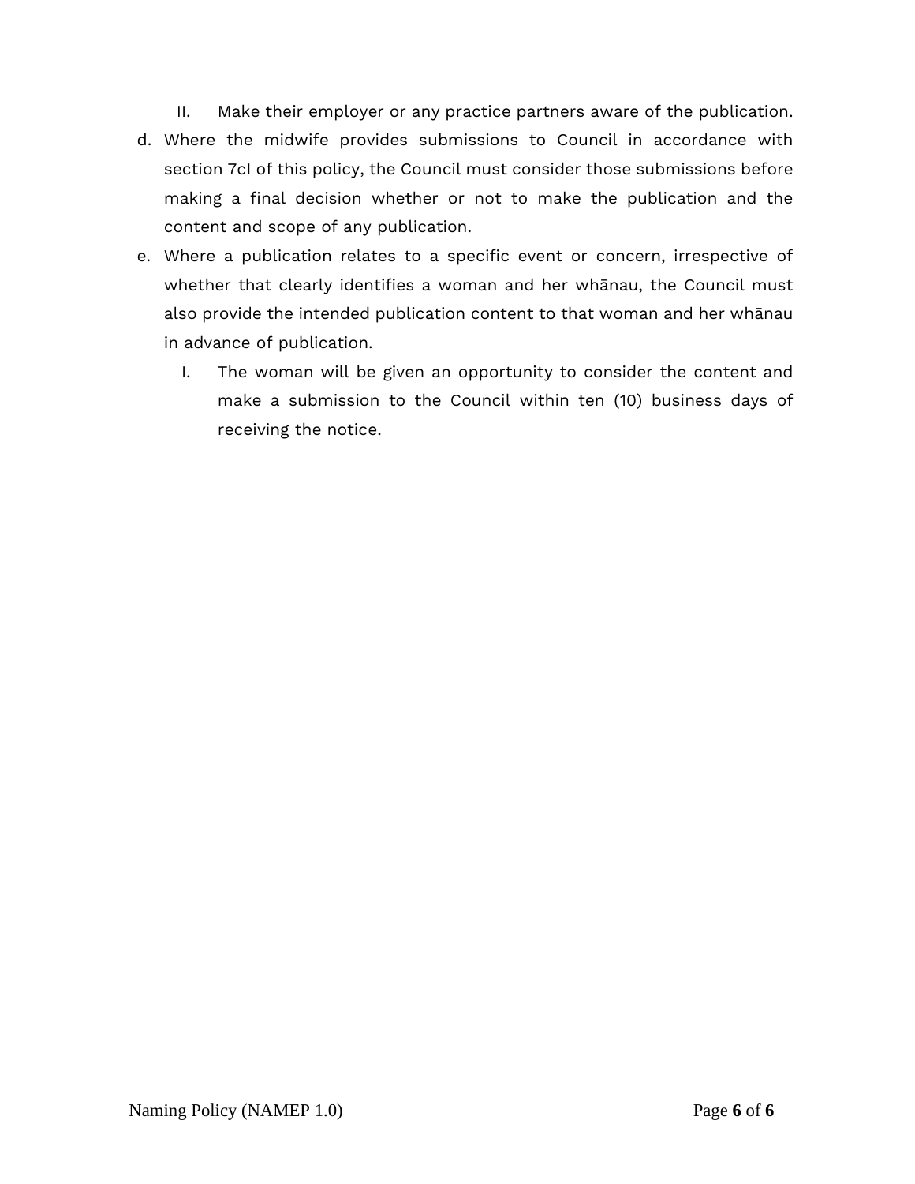II. Make their employer or any practice partners aware of the publication.

d. Where the midwife provides submissions to Council in accordance with section 7cI of this policy, the Council must consider those submissions before making a final decision whether or not to make the publication and the content and scope of any publication.

e. Where a publication relates to a specific event or concern, irrespective of whether that clearly identifies a woman and her whānau, the Council must also provide the intended publication content to that woman and her whānau in advance of publication.

    I. The woman will be given an opportunity to consider the content and make a submission to the Council within ten (10) business days of receiving the notice.